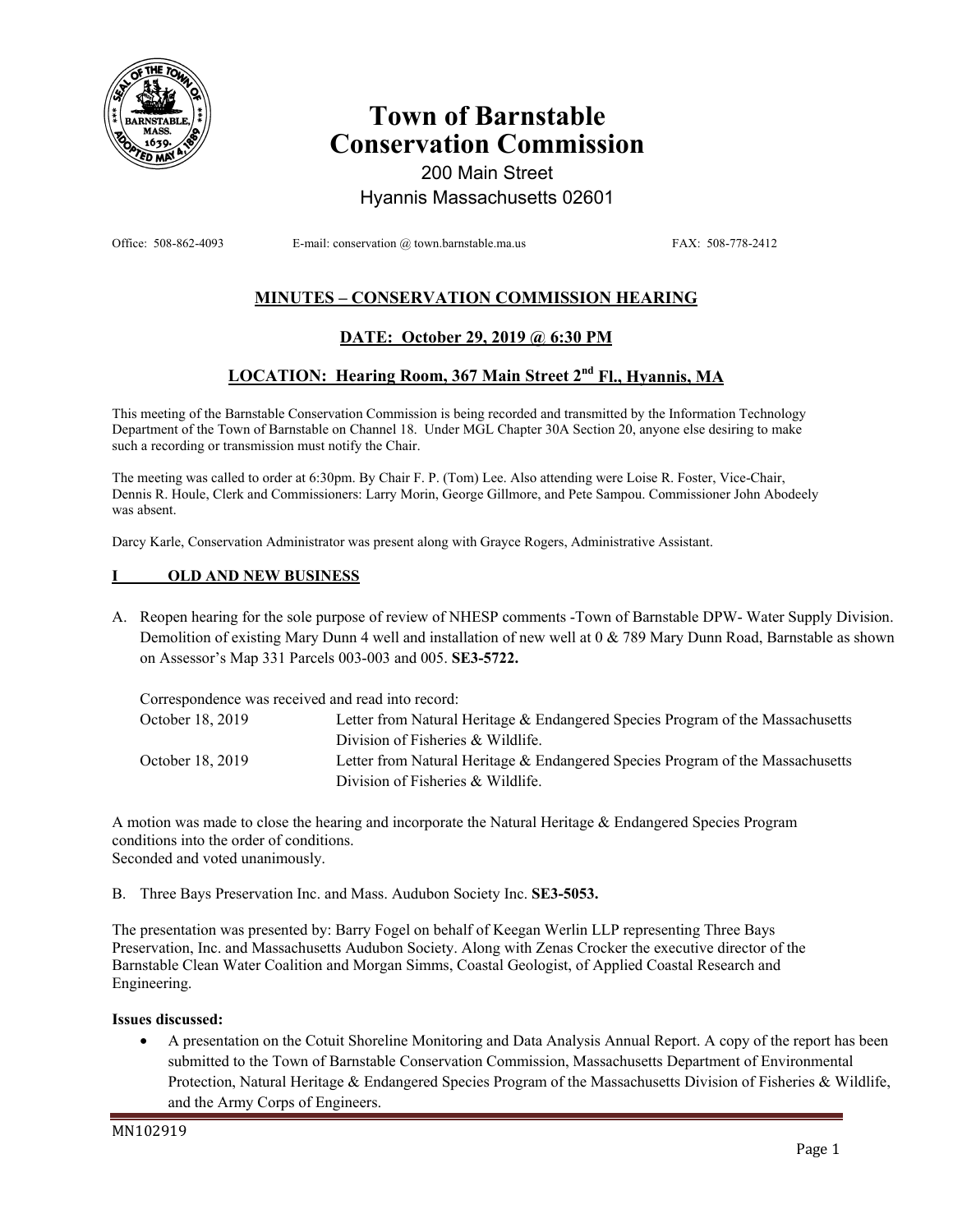# Town of Barnstable Conservation Commission

200 Main Street
Hyannis Massachusetts 02601

Office: 508-862-4093 E-mail: conservation @ town.barnstable.ma.us FAX: 508-778-2412

## MINUTES – CONSERVATION COMMISSION HEARING

## DATE: October 29, 2019 @ 6:30 PM

## LOCATION: Hearing Room, 367 Main Street 2nd Fl., Hyannis, MA

This meeting of the Barnstable Conservation Commission is being recorded and transmitted by the Information Technology Department of the Town of Barnstable on Channel 18. Under MGL Chapter 30A Section 20, anyone else desiring to make such a recording or transmission must notify the Chair.

The meeting was called to order at 6:30pm. By Chair F. P. (Tom) Lee. Also attending were Loise R. Foster, Vice-Chair, Dennis R. Houle, Clerk and Commissioners: Larry Morin, George Gillmore, and Pete Sampou. Commissioner John Abodeely was absent.

Darcy Karle, Conservation Administrator was present along with Grayce Rogers, Administrative Assistant.

## I OLD AND NEW BUSINESS

A. Reopen hearing for the sole purpose of review of NHESP comments -Town of Barnstable DPW- Water Supply Division. Demolition of existing Mary Dunn 4 well and installation of new well at 0 & 789 Mary Dunn Road, Barnstable as shown on Assessor's Map 331 Parcels 003-003 and 005. **SE3-5722.**

Correspondence was received and read into record:

| | |
|---|---|
| October 18, 2019 | Letter from Natural Heritage & Endangered Species Program of the Massachusetts Division of Fisheries & Wildlife. |
| October 18, 2019 | Letter from Natural Heritage & Endangered Species Program of the Massachusetts Division of Fisheries & Wildlife. |

A motion was made to close the hearing and incorporate the Natural Heritage & Endangered Species Program conditions into the order of conditions.
Seconded and voted unanimously.

B. Three Bays Preservation Inc. and Mass. Audubon Society Inc. **SE3-5053.**

The presentation was presented by: Barry Fogel on behalf of Keegan Werlin LLP representing Three Bays Preservation, Inc. and Massachusetts Audubon Society. Along with Zenas Crocker the executive director of the Barnstable Clean Water Coalition and Morgan Simms, Coastal Geologist, of Applied Coastal Research and Engineering.

**Issues discussed:**

- A presentation on the Cotuit Shoreline Monitoring and Data Analysis Annual Report. A copy of the report has been submitted to the Town of Barnstable Conservation Commission, Massachusetts Department of Environmental Protection, Natural Heritage & Endangered Species Program of the Massachusetts Division of Fisheries & Wildlife, and the Army Corps of Engineers.

MN102919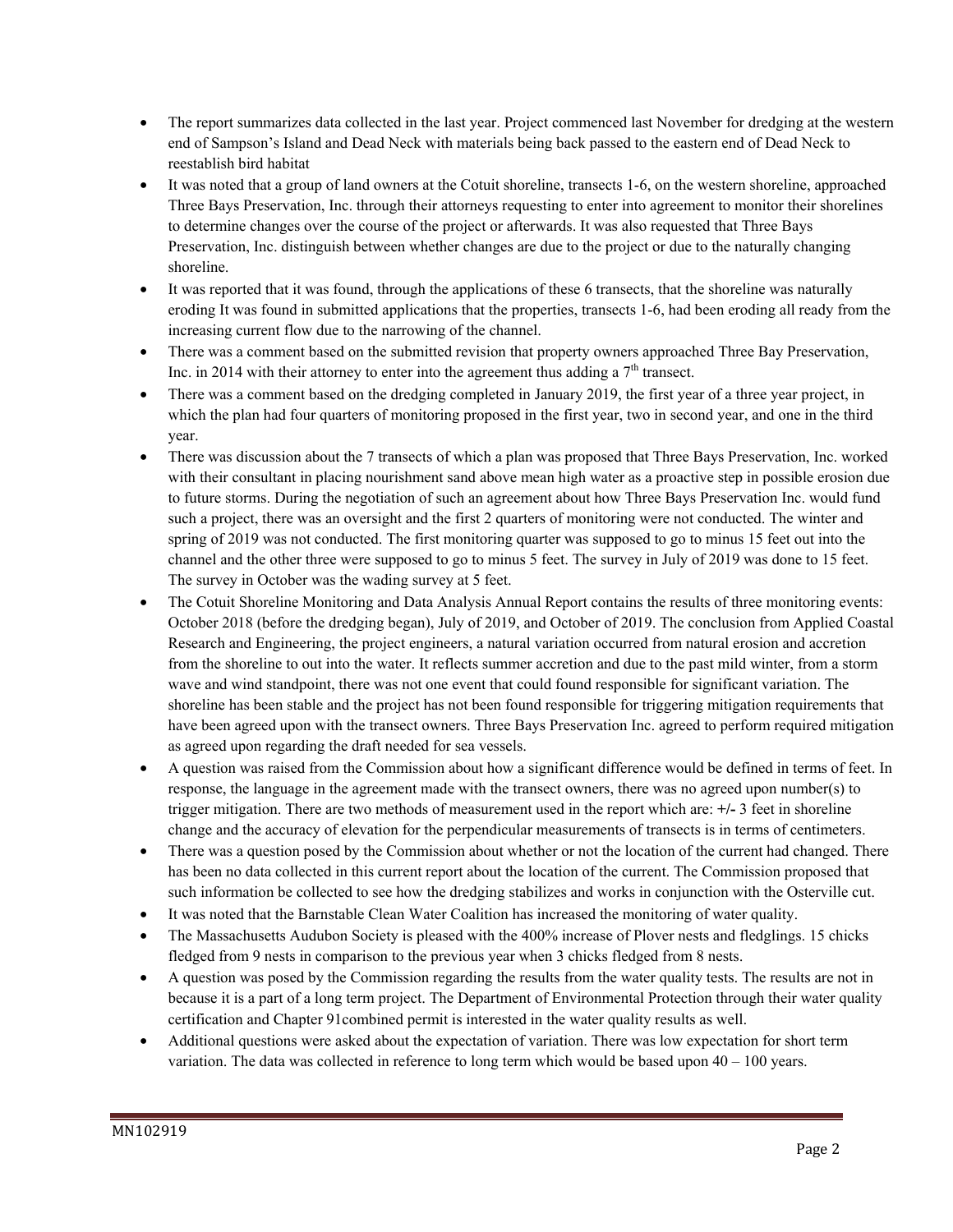- The report summarizes data collected in the last year. Project commenced last November for dredging at the western end of Sampson's Island and Dead Neck with materials being back passed to the eastern end of Dead Neck to reestablish bird habitat
- It was noted that a group of land owners at the Cotuit shoreline, transects 1-6, on the western shoreline, approached Three Bays Preservation, Inc. through their attorneys requesting to enter into agreement to monitor their shorelines to determine changes over the course of the project or afterwards. It was also requested that Three Bays Preservation, Inc. distinguish between whether changes are due to the project or due to the naturally changing shoreline.
- It was reported that it was found, through the applications of these 6 transects, that the shoreline was naturally eroding It was found in submitted applications that the properties, transects 1-6, had been eroding all ready from the increasing current flow due to the narrowing of the channel.
- There was a comment based on the submitted revision that property owners approached Three Bay Preservation, Inc. in 2014 with their attorney to enter into the agreement thus adding a 7th transect.
- There was a comment based on the dredging completed in January 2019, the first year of a three year project, in which the plan had four quarters of monitoring proposed in the first year, two in second year, and one in the third year.
- There was discussion about the 7 transects of which a plan was proposed that Three Bays Preservation, Inc. worked with their consultant in placing nourishment sand above mean high water as a proactive step in possible erosion due to future storms. During the negotiation of such an agreement about how Three Bays Preservation Inc. would fund such a project, there was an oversight and the first 2 quarters of monitoring were not conducted. The winter and spring of 2019 was not conducted. The first monitoring quarter was supposed to go to minus 15 feet out into the channel and the other three were supposed to go to minus 5 feet. The survey in July of 2019 was done to 15 feet. The survey in October was the wading survey at 5 feet.
- The Cotuit Shoreline Monitoring and Data Analysis Annual Report contains the results of three monitoring events: October 2018 (before the dredging began), July of 2019, and October of 2019. The conclusion from Applied Coastal Research and Engineering, the project engineers, a natural variation occurred from natural erosion and accretion from the shoreline to out into the water. It reflects summer accretion and due to the past mild winter, from a storm wave and wind standpoint, there was not one event that could found responsible for significant variation. The shoreline has been stable and the project has not been found responsible for triggering mitigation requirements that have been agreed upon with the transect owners. Three Bays Preservation Inc. agreed to perform required mitigation as agreed upon regarding the draft needed for sea vessels.
- A question was raised from the Commission about how a significant difference would be defined in terms of feet. In response, the language in the agreement made with the transect owners, there was no agreed upon number(s) to trigger mitigation. There are two methods of measurement used in the report which are: **+/-** 3 feet in shoreline change and the accuracy of elevation for the perpendicular measurements of transects is in terms of centimeters.
- There was a question posed by the Commission about whether or not the location of the current had changed. There has been no data collected in this current report about the location of the current. The Commission proposed that such information be collected to see how the dredging stabilizes and works in conjunction with the Osterville cut.
- It was noted that the Barnstable Clean Water Coalition has increased the monitoring of water quality.
- The Massachusetts Audubon Society is pleased with the 400% increase of Plover nests and fledglings. 15 chicks fledged from 9 nests in comparison to the previous year when 3 chicks fledged from 8 nests.
- A question was posed by the Commission regarding the results from the water quality tests. The results are not in because it is a part of a long term project. The Department of Environmental Protection through their water quality certification and Chapter 91combined permit is interested in the water quality results as well.
- Additional questions were asked about the expectation of variation. There was low expectation for short term variation. The data was collected in reference to long term which would be based upon 40 – 100 years.

MN102919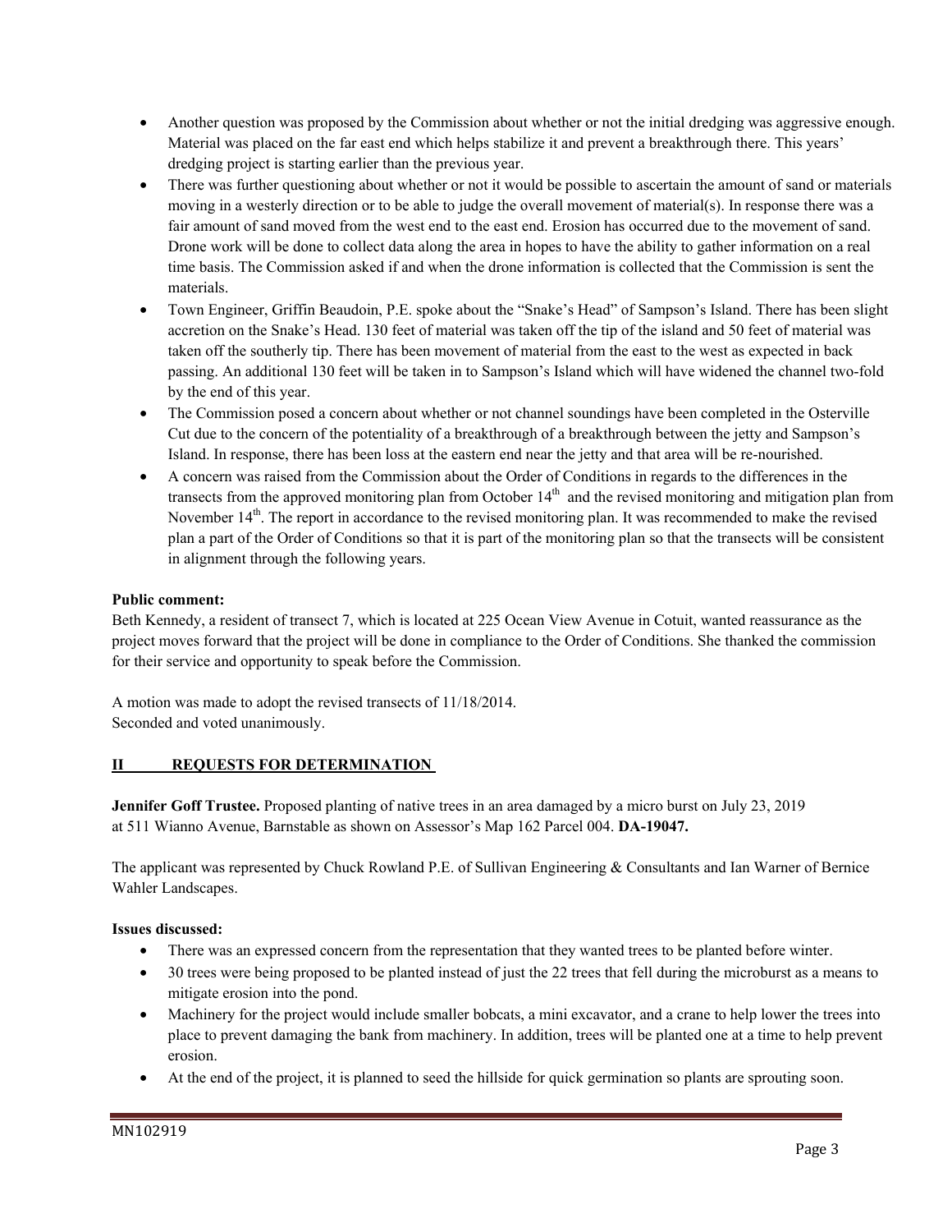- Another question was proposed by the Commission about whether or not the initial dredging was aggressive enough. Material was placed on the far east end which helps stabilize it and prevent a breakthrough there. This years' dredging project is starting earlier than the previous year.
- There was further questioning about whether or not it would be possible to ascertain the amount of sand or materials moving in a westerly direction or to be able to judge the overall movement of material(s). In response there was a fair amount of sand moved from the west end to the east end. Erosion has occurred due to the movement of sand. Drone work will be done to collect data along the area in hopes to have the ability to gather information on a real time basis. The Commission asked if and when the drone information is collected that the Commission is sent the materials.
- Town Engineer, Griffin Beaudoin, P.E. spoke about the "Snake's Head" of Sampson's Island. There has been slight accretion on the Snake's Head. 130 feet of material was taken off the tip of the island and 50 feet of material was taken off the southerly tip. There has been movement of material from the east to the west as expected in back passing. An additional 130 feet will be taken in to Sampson's Island which will have widened the channel two-fold by the end of this year.
- The Commission posed a concern about whether or not channel soundings have been completed in the Osterville Cut due to the concern of the potentiality of a breakthrough of a breakthrough between the jetty and Sampson's Island. In response, there has been loss at the eastern end near the jetty and that area will be re-nourished.
- A concern was raised from the Commission about the Order of Conditions in regards to the differences in the transects from the approved monitoring plan from October 14th and the revised monitoring and mitigation plan from November 14th. The report in accordance to the revised monitoring plan. It was recommended to make the revised plan a part of the Order of Conditions so that it is part of the monitoring plan so that the transects will be consistent in alignment through the following years.

**Public comment:**

Beth Kennedy, a resident of transect 7, which is located at 225 Ocean View Avenue in Cotuit, wanted reassurance as the project moves forward that the project will be done in compliance to the Order of Conditions. She thanked the commission for their service and opportunity to speak before the Commission.

A motion was made to adopt the revised transects of 11/18/2014.
Seconded and voted unanimously.

## II REQUESTS FOR DETERMINATION

**Jennifer Goff Trustee.** Proposed planting of native trees in an area damaged by a micro burst on July 23, 2019 at 511 Wianno Avenue, Barnstable as shown on Assessor's Map 162 Parcel 004. **DA-19047.**

The applicant was represented by Chuck Rowland P.E. of Sullivan Engineering & Consultants and Ian Warner of Bernice Wahler Landscapes.

**Issues discussed:**

- There was an expressed concern from the representation that they wanted trees to be planted before winter.
- 30 trees were being proposed to be planted instead of just the 22 trees that fell during the microburst as a means to mitigate erosion into the pond.
- Machinery for the project would include smaller bobcats, a mini excavator, and a crane to help lower the trees into place to prevent damaging the bank from machinery. In addition, trees will be planted one at a time to help prevent erosion.
- At the end of the project, it is planned to seed the hillside for quick germination so plants are sprouting soon.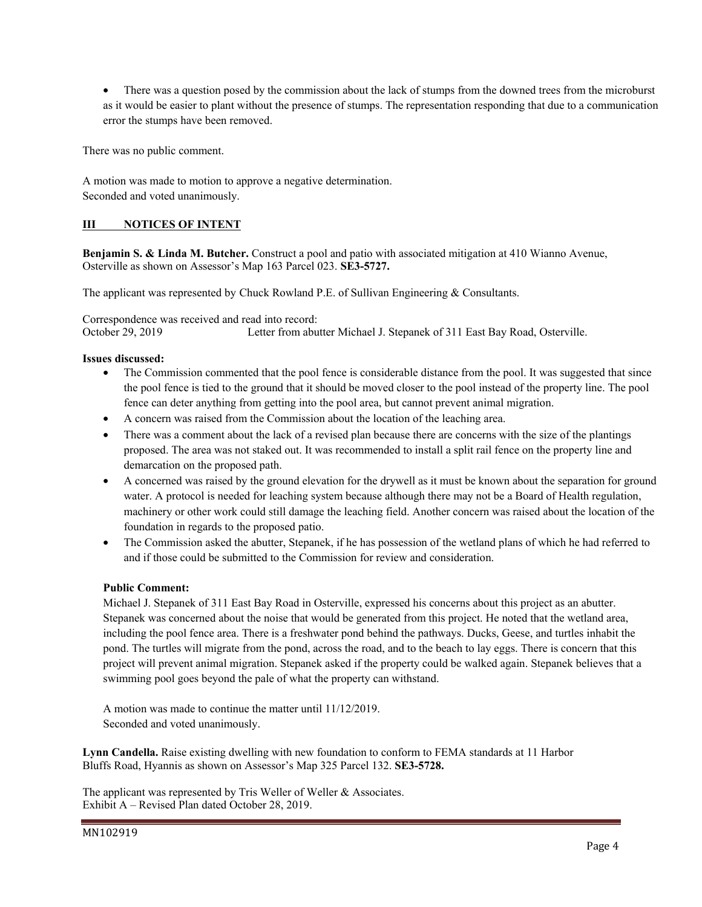- There was a question posed by the commission about the lack of stumps from the downed trees from the microburst as it would be easier to plant without the presence of stumps. The representation responding that due to a communication error the stumps have been removed.

There was no public comment.

A motion was made to motion to approve a negative determination.
Seconded and voted unanimously.

## III NOTICES OF INTENT

**Benjamin S. & Linda M. Butcher.** Construct a pool and patio with associated mitigation at 410 Wianno Avenue, Osterville as shown on Assessor's Map 163 Parcel 023. **SE3-5727.**

The applicant was represented by Chuck Rowland P.E. of Sullivan Engineering & Consultants.

Correspondence was received and read into record:
October 29, 2019 Letter from abutter Michael J. Stepanek of 311 East Bay Road, Osterville.

**Issues discussed:**

- The Commission commented that the pool fence is considerable distance from the pool. It was suggested that since the pool fence is tied to the ground that it should be moved closer to the pool instead of the property line. The pool fence can deter anything from getting into the pool area, but cannot prevent animal migration.
- A concern was raised from the Commission about the location of the leaching area.
- There was a comment about the lack of a revised plan because there are concerns with the size of the plantings proposed. The area was not staked out. It was recommended to install a split rail fence on the property line and demarcation on the proposed path.
- A concerned was raised by the ground elevation for the drywell as it must be known about the separation for ground water. A protocol is needed for leaching system because although there may not be a Board of Health regulation, machinery or other work could still damage the leaching field. Another concern was raised about the location of the foundation in regards to the proposed patio.
- The Commission asked the abutter, Stepanek, if he has possession of the wetland plans of which he had referred to and if those could be submitted to the Commission for review and consideration.

**Public Comment:**

Michael J. Stepanek of 311 East Bay Road in Osterville, expressed his concerns about this project as an abutter. Stepanek was concerned about the noise that would be generated from this project. He noted that the wetland area, including the pool fence area. There is a freshwater pond behind the pathways. Ducks, Geese, and turtles inhabit the pond. The turtles will migrate from the pond, across the road, and to the beach to lay eggs. There is concern that this project will prevent animal migration. Stepanek asked if the property could be walked again. Stepanek believes that a swimming pool goes beyond the pale of what the property can withstand.

A motion was made to continue the matter until 11/12/2019.
Seconded and voted unanimously.

**Lynn Candella.** Raise existing dwelling with new foundation to conform to FEMA standards at 11 Harbor Bluffs Road, Hyannis as shown on Assessor's Map 325 Parcel 132. **SE3-5728.**

The applicant was represented by Tris Weller of Weller & Associates.
Exhibit A – Revised Plan dated October 28, 2019.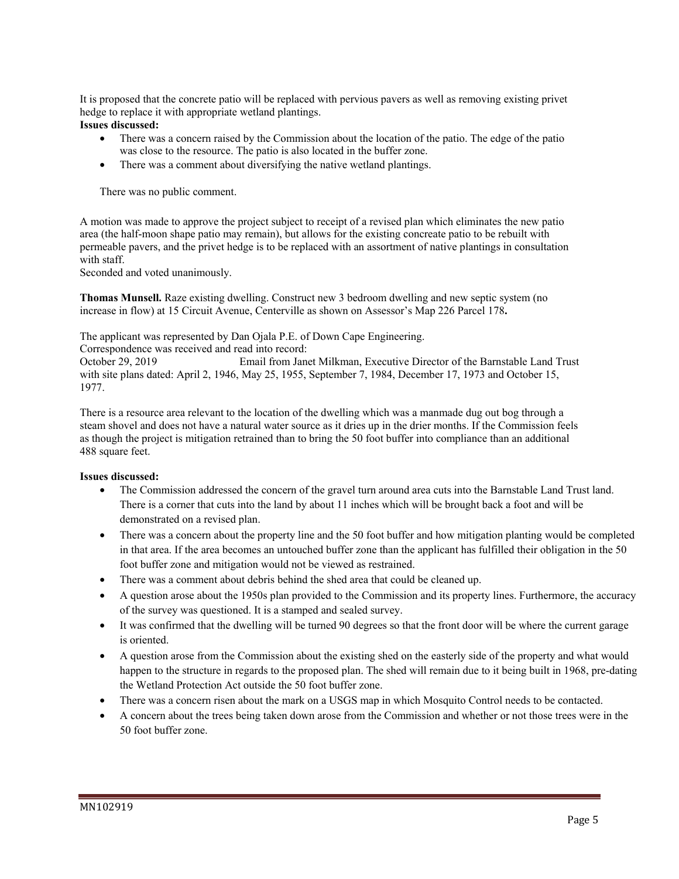It is proposed that the concrete patio will be replaced with pervious pavers as well as removing existing privet hedge to replace it with appropriate wetland plantings.

**Issues discussed:**

- There was a concern raised by the Commission about the location of the patio. The edge of the patio was close to the resource. The patio is also located in the buffer zone.
- There was a comment about diversifying the native wetland plantings.

There was no public comment.

A motion was made to approve the project subject to receipt of a revised plan which eliminates the new patio area (the half-moon shape patio may remain), but allows for the existing concreate patio to be rebuilt with permeable pavers, and the privet hedge is to be replaced with an assortment of native plantings in consultation with staff.
Seconded and voted unanimously.

**Thomas Munsell.** Raze existing dwelling. Construct new 3 bedroom dwelling and new septic system (no increase in flow) at 15 Circuit Avenue, Centerville as shown on Assessor's Map 226 Parcel 178**.**

The applicant was represented by Dan Ojala P.E. of Down Cape Engineering.
Correspondence was received and read into record:
October 29, 2019 Email from Janet Milkman, Executive Director of the Barnstable Land Trust with site plans dated: April 2, 1946, May 25, 1955, September 7, 1984, December 17, 1973 and October 15, 1977.

There is a resource area relevant to the location of the dwelling which was a manmade dug out bog through a steam shovel and does not have a natural water source as it dries up in the drier months. If the Commission feels as though the project is mitigation retrained than to bring the 50 foot buffer into compliance than an additional 488 square feet.

**Issues discussed:**

- The Commission addressed the concern of the gravel turn around area cuts into the Barnstable Land Trust land. There is a corner that cuts into the land by about 11 inches which will be brought back a foot and will be demonstrated on a revised plan.
- There was a concern about the property line and the 50 foot buffer and how mitigation planting would be completed in that area. If the area becomes an untouched buffer zone than the applicant has fulfilled their obligation in the 50 foot buffer zone and mitigation would not be viewed as restrained.
- There was a comment about debris behind the shed area that could be cleaned up.
- A question arose about the 1950s plan provided to the Commission and its property lines. Furthermore, the accuracy of the survey was questioned. It is a stamped and sealed survey.
- It was confirmed that the dwelling will be turned 90 degrees so that the front door will be where the current garage is oriented.
- A question arose from the Commission about the existing shed on the easterly side of the property and what would happen to the structure in regards to the proposed plan. The shed will remain due to it being built in 1968, pre-dating the Wetland Protection Act outside the 50 foot buffer zone.
- There was a concern risen about the mark on a USGS map in which Mosquito Control needs to be contacted.
- A concern about the trees being taken down arose from the Commission and whether or not those trees were in the 50 foot buffer zone.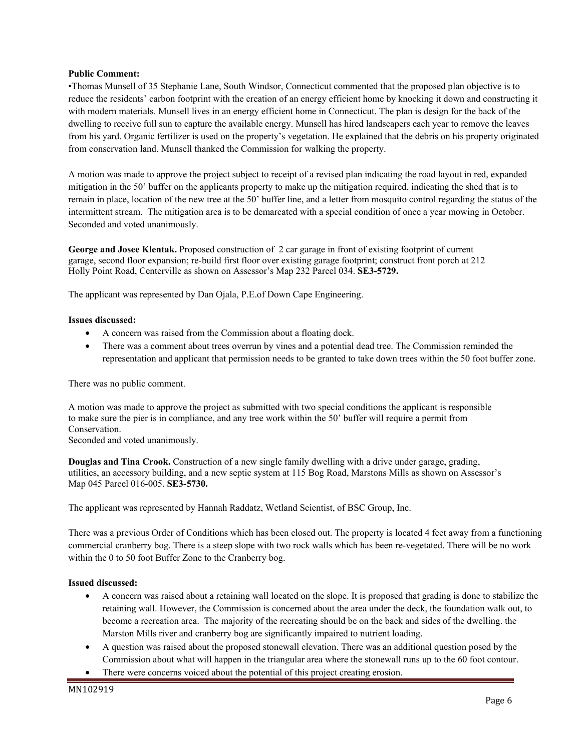**Public Comment:**

•Thomas Munsell of 35 Stephanie Lane, South Windsor, Connecticut commented that the proposed plan objective is to reduce the residents' carbon footprint with the creation of an energy efficient home by knocking it down and constructing it with modern materials. Munsell lives in an energy efficient home in Connecticut. The plan is design for the back of the dwelling to receive full sun to capture the available energy. Munsell has hired landscapers each year to remove the leaves from his yard. Organic fertilizer is used on the property's vegetation. He explained that the debris on his property originated from conservation land. Munsell thanked the Commission for walking the property.

A motion was made to approve the project subject to receipt of a revised plan indicating the road layout in red, expanded mitigation in the 50' buffer on the applicants property to make up the mitigation required, indicating the shed that is to remain in place, location of the new tree at the 50' buffer line, and a letter from mosquito control regarding the status of the intermittent stream. The mitigation area is to be demarcated with a special condition of once a year mowing in October. Seconded and voted unanimously.

**George and Josee Klentak.** Proposed construction of 2 car garage in front of existing footprint of current garage, second floor expansion; re-build first floor over existing garage footprint; construct front porch at 212 Holly Point Road, Centerville as shown on Assessor's Map 232 Parcel 034. **SE3-5729.**

The applicant was represented by Dan Ojala, P.E.of Down Cape Engineering.

**Issues discussed:**

- A concern was raised from the Commission about a floating dock.
- There was a comment about trees overrun by vines and a potential dead tree. The Commission reminded the representation and applicant that permission needs to be granted to take down trees within the 50 foot buffer zone.

There was no public comment.

A motion was made to approve the project as submitted with two special conditions the applicant is responsible to make sure the pier is in compliance, and any tree work within the 50' buffer will require a permit from Conservation.
Seconded and voted unanimously.

**Douglas and Tina Crook.** Construction of a new single family dwelling with a drive under garage, grading, utilities, an accessory building, and a new septic system at 115 Bog Road, Marstons Mills as shown on Assessor's Map 045 Parcel 016-005. **SE3-5730.**

The applicant was represented by Hannah Raddatz, Wetland Scientist, of BSC Group, Inc.

There was a previous Order of Conditions which has been closed out. The property is located 4 feet away from a functioning commercial cranberry bog. There is a steep slope with two rock walls which has been re-vegetated. There will be no work within the 0 to 50 foot Buffer Zone to the Cranberry bog.

**Issued discussed:**

- A concern was raised about a retaining wall located on the slope. It is proposed that grading is done to stabilize the retaining wall. However, the Commission is concerned about the area under the deck, the foundation walk out, to become a recreation area. The majority of the recreating should be on the back and sides of the dwelling. the Marston Mills river and cranberry bog are significantly impaired to nutrient loading.
- A question was raised about the proposed stonewall elevation. There was an additional question posed by the Commission about what will happen in the triangular area where the stonewall runs up to the 60 foot contour.
- There were concerns voiced about the potential of this project creating erosion.

MN102919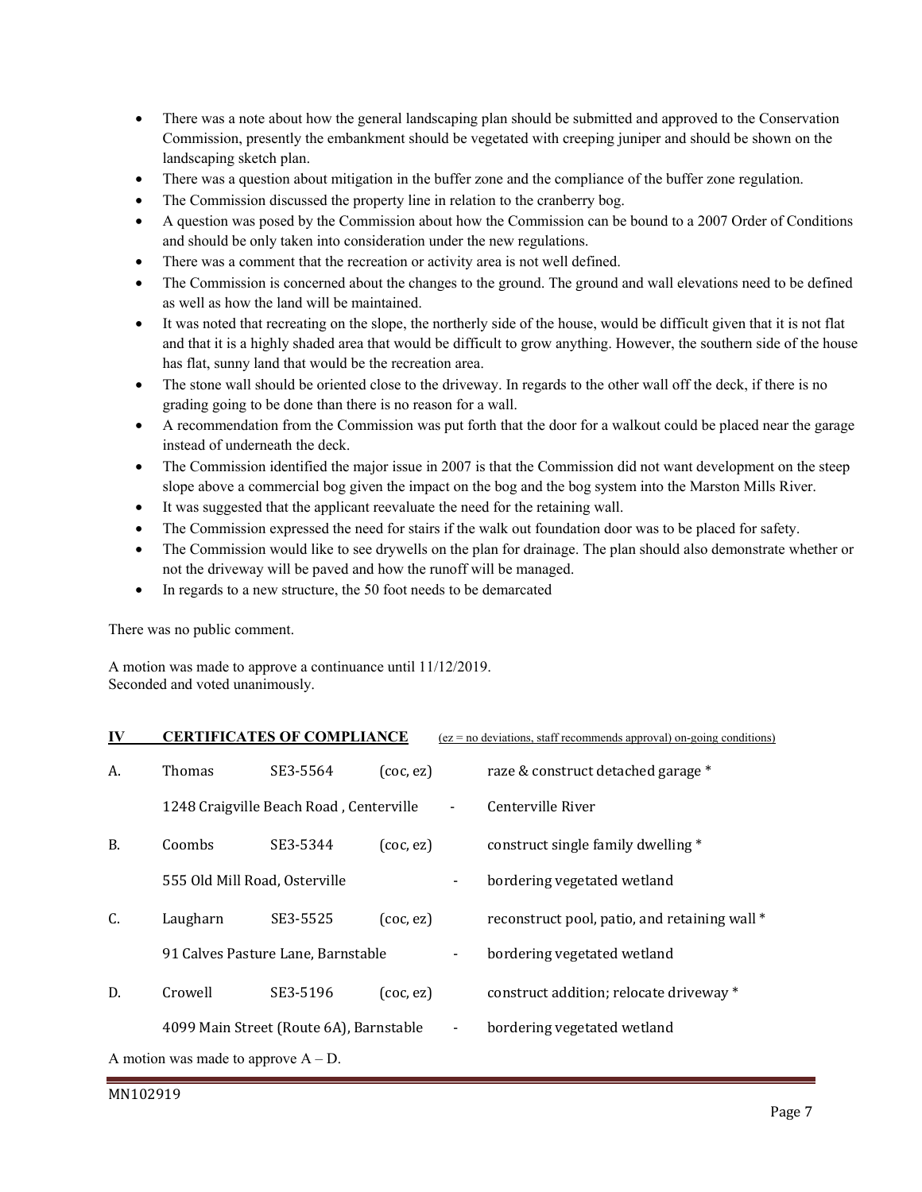- There was a note about how the general landscaping plan should be submitted and approved to the Conservation Commission, presently the embankment should be vegetated with creeping juniper and should be shown on the landscaping sketch plan.
- There was a question about mitigation in the buffer zone and the compliance of the buffer zone regulation.
- The Commission discussed the property line in relation to the cranberry bog.
- A question was posed by the Commission about how the Commission can be bound to a 2007 Order of Conditions and should be only taken into consideration under the new regulations.
- There was a comment that the recreation or activity area is not well defined.
- The Commission is concerned about the changes to the ground. The ground and wall elevations need to be defined as well as how the land will be maintained.
- It was noted that recreating on the slope, the northerly side of the house, would be difficult given that it is not flat and that it is a highly shaded area that would be difficult to grow anything. However, the southern side of the house has flat, sunny land that would be the recreation area.
- The stone wall should be oriented close to the driveway. In regards to the other wall off the deck, if there is no grading going to be done than there is no reason for a wall.
- A recommendation from the Commission was put forth that the door for a walkout could be placed near the garage instead of underneath the deck.
- The Commission identified the major issue in 2007 is that the Commission did not want development on the steep slope above a commercial bog given the impact on the bog and the bog system into the Marston Mills River.
- It was suggested that the applicant reevaluate the need for the retaining wall.
- The Commission expressed the need for stairs if the walk out foundation door was to be placed for safety.
- The Commission would like to see drywells on the plan for drainage. The plan should also demonstrate whether or not the driveway will be paved and how the runoff will be managed.
- In regards to a new structure, the 50 foot needs to be demarcated

There was no public comment.

A motion was made to approve a continuance until 11/12/2019.
Seconded and voted unanimously.

## IV CERTIFICATES OF COMPLIANCE (ez = no deviations, staff recommends approval) on-going conditions)

| | | | | | |
|---|---|---|---|---|---|
| A. | Thomas | SE3-5564 | (coc, ez) | | raze & construct detached garage * |
| | 1248 Craigville Beach Road , Centerville | | | - | Centerville River |
| B. | Coombs | SE3-5344 | (coc, ez) | | construct single family dwelling * |
| | 555 Old Mill Road, Osterville | | | - | bordering vegetated wetland |
| C. | Laugharn | SE3-5525 | (coc, ez) | | reconstruct pool, patio, and retaining wall * |
| | 91 Calves Pasture Lane, Barnstable | | | - | bordering vegetated wetland |
| D. | Crowell | SE3-5196 | (coc, ez) | | construct addition; relocate driveway * |
| | 4099 Main Street (Route 6A), Barnstable | | | - | bordering vegetated wetland |

A motion was made to approve A – D.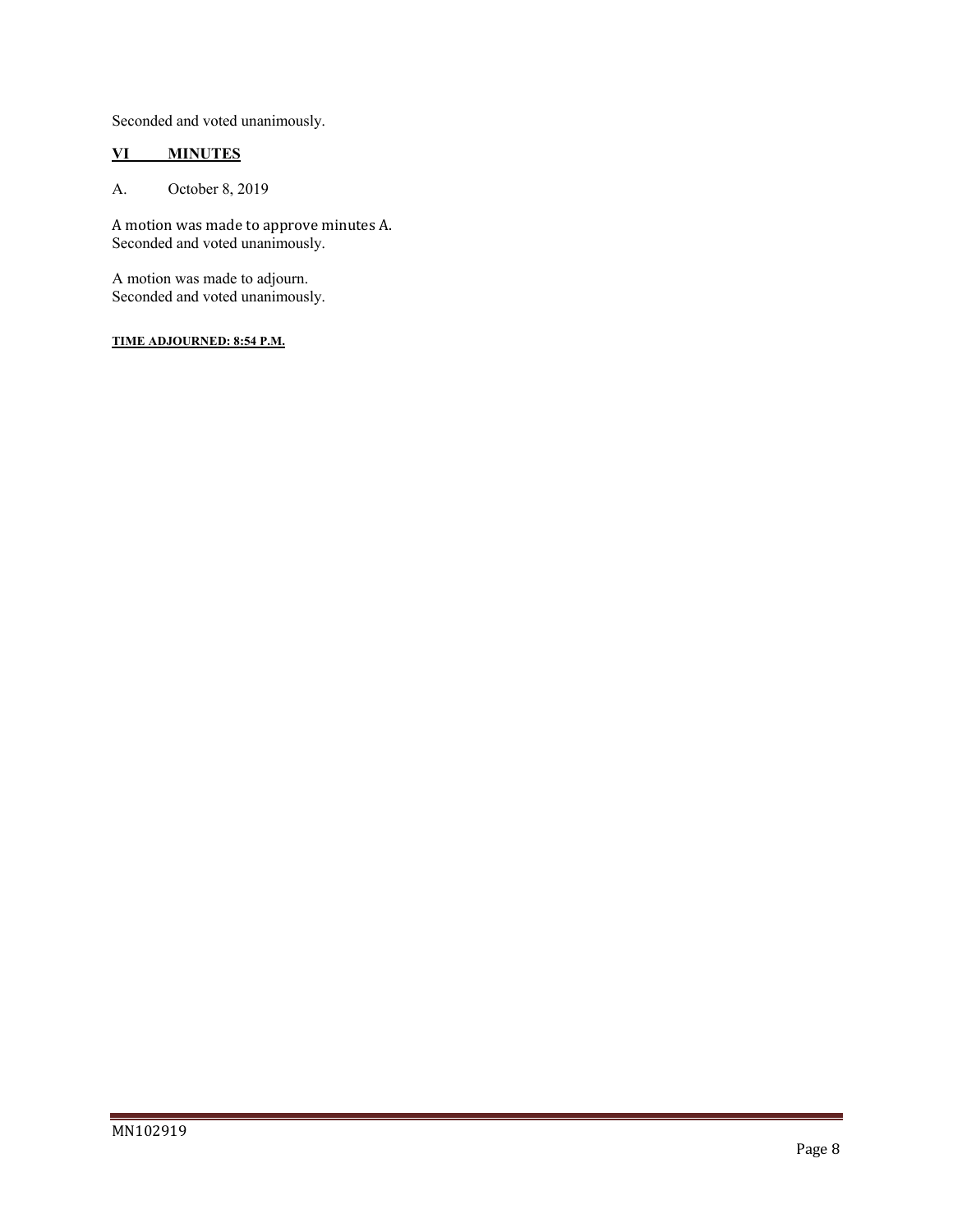Seconded and voted unanimously.

## VI MINUTES

A. October 8, 2019

A motion was made to approve minutes A.
Seconded and voted unanimously.

A motion was made to adjourn.
Seconded and voted unanimously.

**TIME ADJOURNED: 8:54 P.M.**